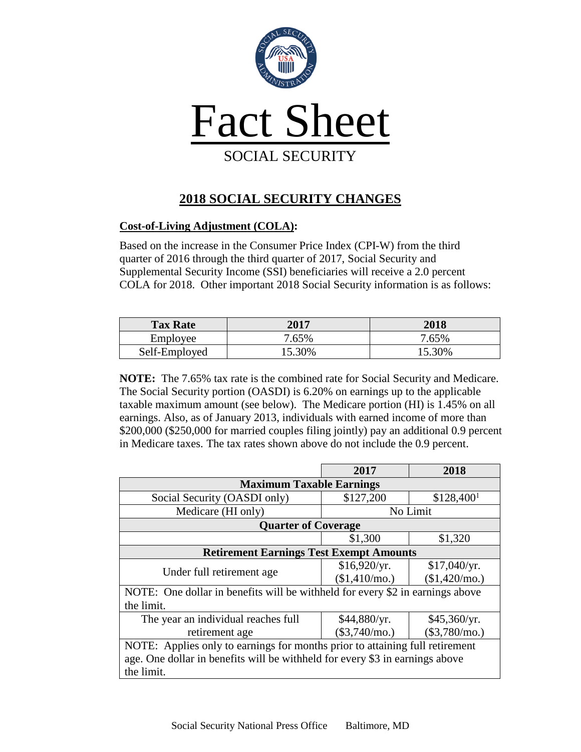# Fact Sheet

SOCIAL SECURITY

## 2018 SOCIAL SECURITY CHANGES

### Cost-of-Living Adjustment (COLA):

Based on the increase in the Consumer Price Index (CPI-W) from the third quarter of 2016 through the third quarter of 2017, Social Security and Supplemental Security Income (SSI) beneficiaries will receive a 2.0 percent COLA for 2018. Other important 2018 Social Security information is as follows:

| Tax Rate | 2017 | 2018 |
|---|---|---|
| Employee | 7.65% | 7.65% |
| Self-Employed | 15.30% | 15.30% |

**NOTE:** The 7.65% tax rate is the combined rate for Social Security and Medicare. The Social Security portion (OASDI) is 6.20% on earnings up to the applicable taxable maximum amount (see below). The Medicare portion (HI) is 1.45% on all earnings. Also, as of January 2013, individuals with earned income of more than $200,000 ($250,000 for married couples filing jointly) pay an additional 0.9 percent in Medicare taxes. The tax rates shown above do not include the 0.9 percent.

| | 2017 | 2018 |
|---|---|---|
| **Maximum Taxable Earnings** | | |
| Social Security (OASDI only) | $127,200 | $128,400[1] |
| Medicare (HI only) | No Limit | |
| **Quarter of Coverage** | | |
| | $1,300 | $1,320 |
| **Retirement Earnings Test Exempt Amounts** | | |
| Under full retirement age | $16,920/yr. ($1,410/mo.) | $17,040/yr. ($1,420/mo.) |
| NOTE: One dollar in benefits will be withheld for every $2 in earnings above the limit. | | |
| The year an individual reaches full retirement age | $44,880/yr. ($3,740/mo.) | $45,360/yr. ($3,780/mo.) |
| NOTE: Applies only to earnings for months prior to attaining full retirement age. One dollar in benefits will be withheld for every $3 in earnings above the limit. | | |

Social Security National Press Office Baltimore, MD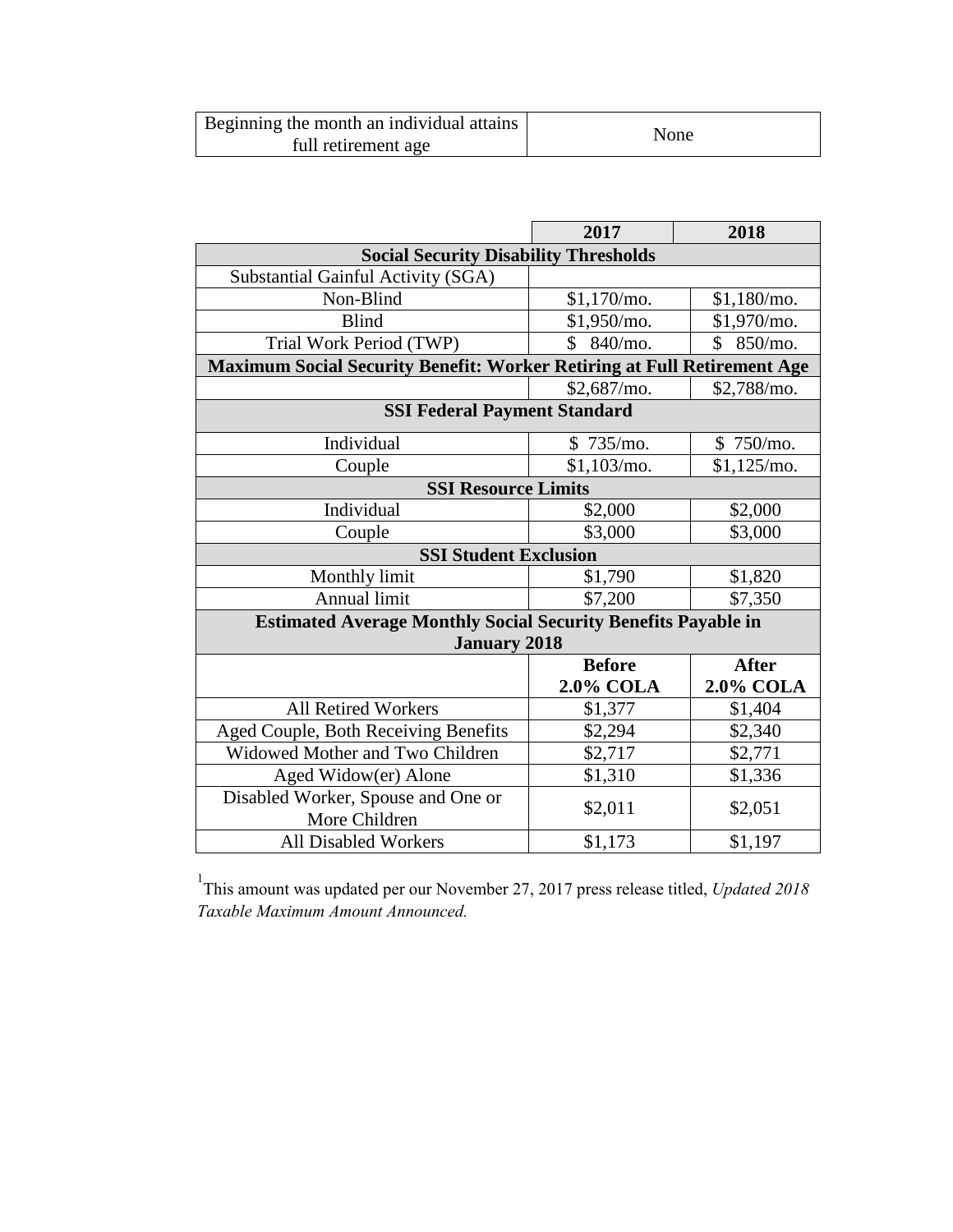| | |
|---|---|
| Beginning the month an individual attains full retirement age | None |

| | 2017 | 2018 |
|---|---|---|
| **Social Security Disability Thresholds** | | |
| Substantial Gainful Activity (SGA) | | |
| Non-Blind | $1,170/mo. | $1,180/mo. |
| Blind | $1,950/mo. | $1,970/mo. |
| Trial Work Period (TWP) | $ 840/mo. | $ 850/mo. |
| **Maximum Social Security Benefit: Worker Retiring at Full Retirement Age** | | |
| | $2,687/mo. | $2,788/mo. |
| **SSI Federal Payment Standard** | | |
| Individual | $ 735/mo. | $ 750/mo. |
| Couple | $1,103/mo. | $1,125/mo. |
| **SSI Resource Limits** | | |
| Individual | $2,000 | $2,000 |
| Couple | $3,000 | $3,000 |
| **SSI Student Exclusion** | | |
| Monthly limit | $1,790 | $1,820 |
| Annual limit | $7,200 | $7,350 |
| **Estimated Average Monthly Social Security Benefits Payable in January 2018** | | |
| | **Before 2.0% COLA** | **After 2.0% COLA** |
| All Retired Workers | $1,377 | $1,404 |
| Aged Couple, Both Receiving Benefits | $2,294 | $2,340 |
| Widowed Mother and Two Children | $2,717 | $2,771 |
| Aged Widow(er) Alone | $1,310 | $1,336 |
| Disabled Worker, Spouse and One or More Children | $2,011 | $2,051 |
| All Disabled Workers | $1,173 | $1,197 |

[1]This amount was updated per our November 27, 2017 press release titled, *Updated 2018 Taxable Maximum Amount Announced.*